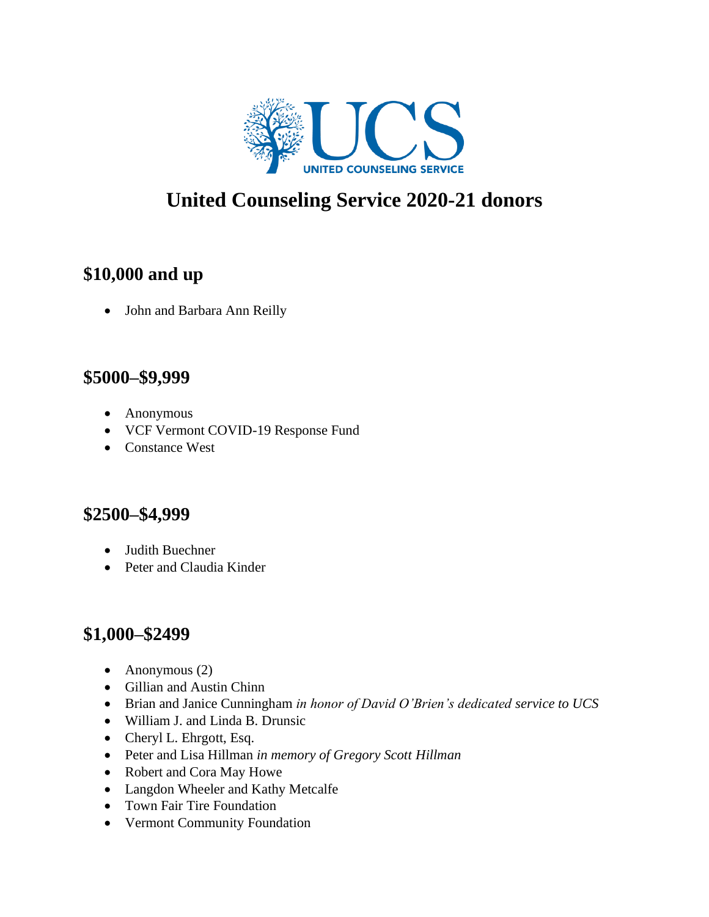UCS
UNITED COUNSELING SERVICE

# United Counseling Service 2020-21 donors

## $10,000 and up

- John and Barbara Ann Reilly

## $5000–$9,999

- Anonymous
- VCF Vermont COVID-19 Response Fund
- Constance West

## $2500–$4,999

- Judith Buechner
- Peter and Claudia Kinder

## $1,000–$2499

- Anonymous (2)
- Gillian and Austin Chinn
- Brian and Janice Cunningham *in honor of David O'Brien's dedicated service to UCS*
- William J. and Linda B. Drunsic
- Cheryl L. Ehrgott, Esq.
- Peter and Lisa Hillman *in memory of Gregory Scott Hillman*
- Robert and Cora May Howe
- Langdon Wheeler and Kathy Metcalfe
- Town Fair Tire Foundation
- Vermont Community Foundation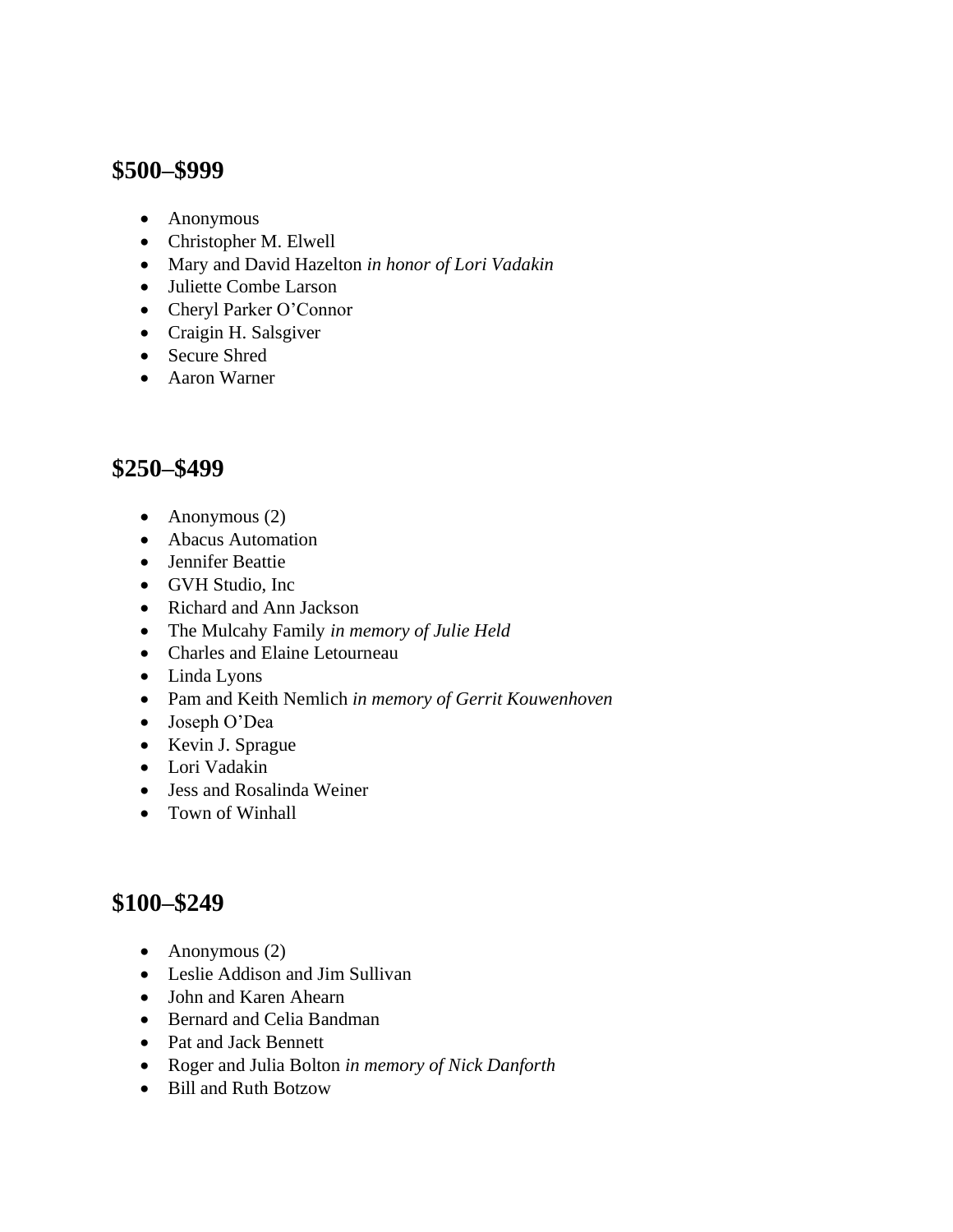## $500–$999

- Anonymous
- Christopher M. Elwell
- Mary and David Hazelton *in honor of Lori Vadakin*
- Juliette Combe Larson
- Cheryl Parker O'Connor
- Craigin H. Salsgiver
- Secure Shred
- Aaron Warner

## $250–$499

- Anonymous (2)
- Abacus Automation
- Jennifer Beattie
- GVH Studio, Inc
- Richard and Ann Jackson
- The Mulcahy Family *in memory of Julie Held*
- Charles and Elaine Letourneau
- Linda Lyons
- Pam and Keith Nemlich *in memory of Gerrit Kouwenhoven*
- Joseph O'Dea
- Kevin J. Sprague
- Lori Vadakin
- Jess and Rosalinda Weiner
- Town of Winhall

## $100–$249

- Anonymous (2)
- Leslie Addison and Jim Sullivan
- John and Karen Ahearn
- Bernard and Celia Bandman
- Pat and Jack Bennett
- Roger and Julia Bolton *in memory of Nick Danforth*
- Bill and Ruth Botzow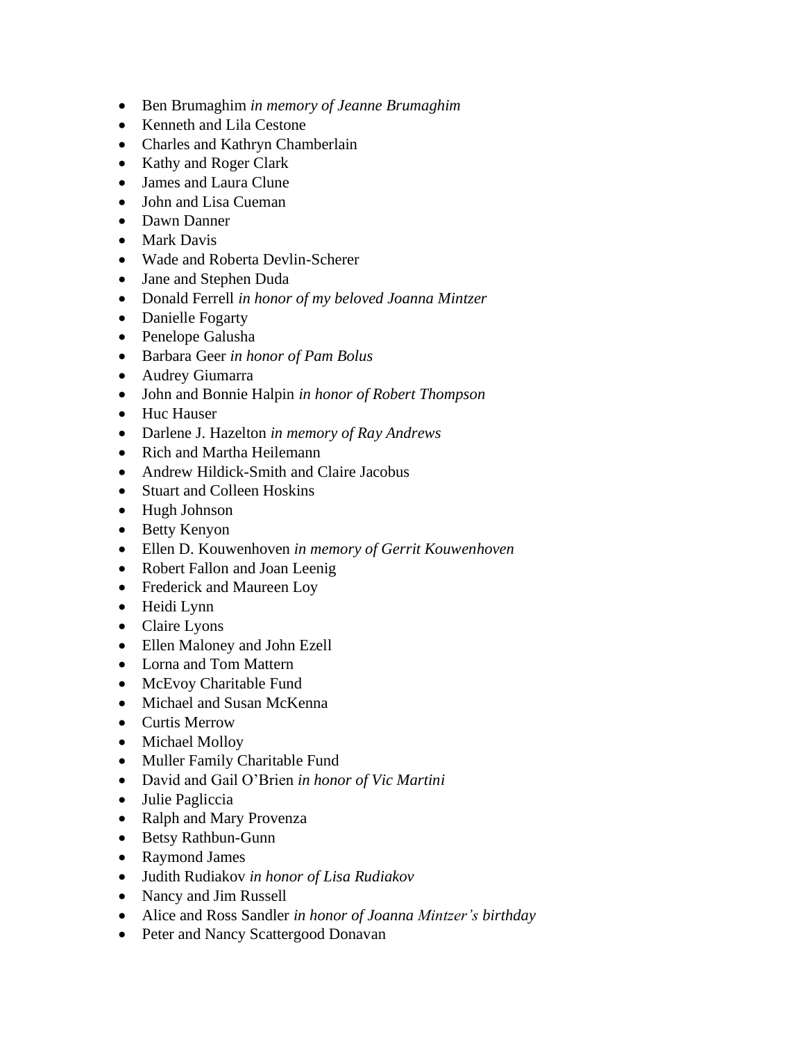- Ben Brumaghim *in memory of Jeanne Brumaghim*
- Kenneth and Lila Cestone
- Charles and Kathryn Chamberlain
- Kathy and Roger Clark
- James and Laura Clune
- John and Lisa Cueman
- Dawn Danner
- Mark Davis
- Wade and Roberta Devlin-Scherer
- Jane and Stephen Duda
- Donald Ferrell *in honor of my beloved Joanna Mintzer*
- Danielle Fogarty
- Penelope Galusha
- Barbara Geer *in honor of Pam Bolus*
- Audrey Giumarra
- John and Bonnie Halpin *in honor of Robert Thompson*
- Huc Hauser
- Darlene J. Hazelton *in memory of Ray Andrews*
- Rich and Martha Heilemann
- Andrew Hildick-Smith and Claire Jacobus
- Stuart and Colleen Hoskins
- Hugh Johnson
- Betty Kenyon
- Ellen D. Kouwenhoven *in memory of Gerrit Kouwenhoven*
- Robert Fallon and Joan Leenig
- Frederick and Maureen Loy
- Heidi Lynn
- Claire Lyons
- Ellen Maloney and John Ezell
- Lorna and Tom Mattern
- McEvoy Charitable Fund
- Michael and Susan McKenna
- Curtis Merrow
- Michael Molloy
- Muller Family Charitable Fund
- David and Gail O'Brien *in honor of Vic Martini*
- Julie Pagliccia
- Ralph and Mary Provenza
- Betsy Rathbun-Gunn
- Raymond James
- Judith Rudiakov *in honor of Lisa Rudiakov*
- Nancy and Jim Russell
- Alice and Ross Sandler *in honor of Joanna Mintzer's birthday*
- Peter and Nancy Scattergood Donavan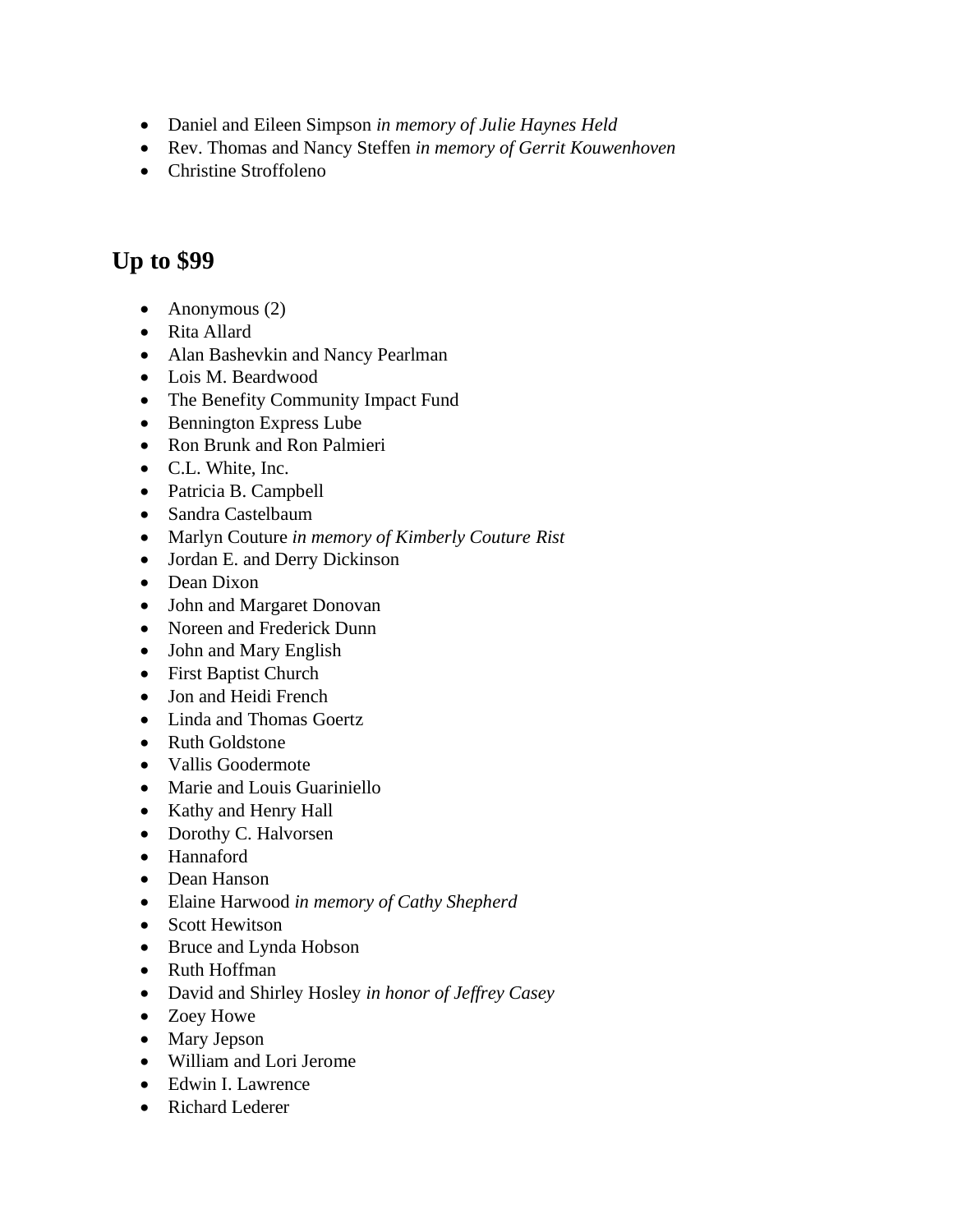- Daniel and Eileen Simpson *in memory of Julie Haynes Held*
- Rev. Thomas and Nancy Steffen *in memory of Gerrit Kouwenhoven*
- Christine Stroffoleno

## Up to $99

- Anonymous (2)
- Rita Allard
- Alan Bashevkin and Nancy Pearlman
- Lois M. Beardwood
- The Benefity Community Impact Fund
- Bennington Express Lube
- Ron Brunk and Ron Palmieri
- C.L. White, Inc.
- Patricia B. Campbell
- Sandra Castelbaum
- Marlyn Couture *in memory of Kimberly Couture Rist*
- Jordan E. and Derry Dickinson
- Dean Dixon
- John and Margaret Donovan
- Noreen and Frederick Dunn
- John and Mary English
- First Baptist Church
- Jon and Heidi French
- Linda and Thomas Goertz
- Ruth Goldstone
- Vallis Goodermote
- Marie and Louis Guariniello
- Kathy and Henry Hall
- Dorothy C. Halvorsen
- Hannaford
- Dean Hanson
- Elaine Harwood *in memory of Cathy Shepherd*
- Scott Hewitson
- Bruce and Lynda Hobson
- Ruth Hoffman
- David and Shirley Hosley *in honor of Jeffrey Casey*
- Zoey Howe
- Mary Jepson
- William and Lori Jerome
- Edwin I. Lawrence
- Richard Lederer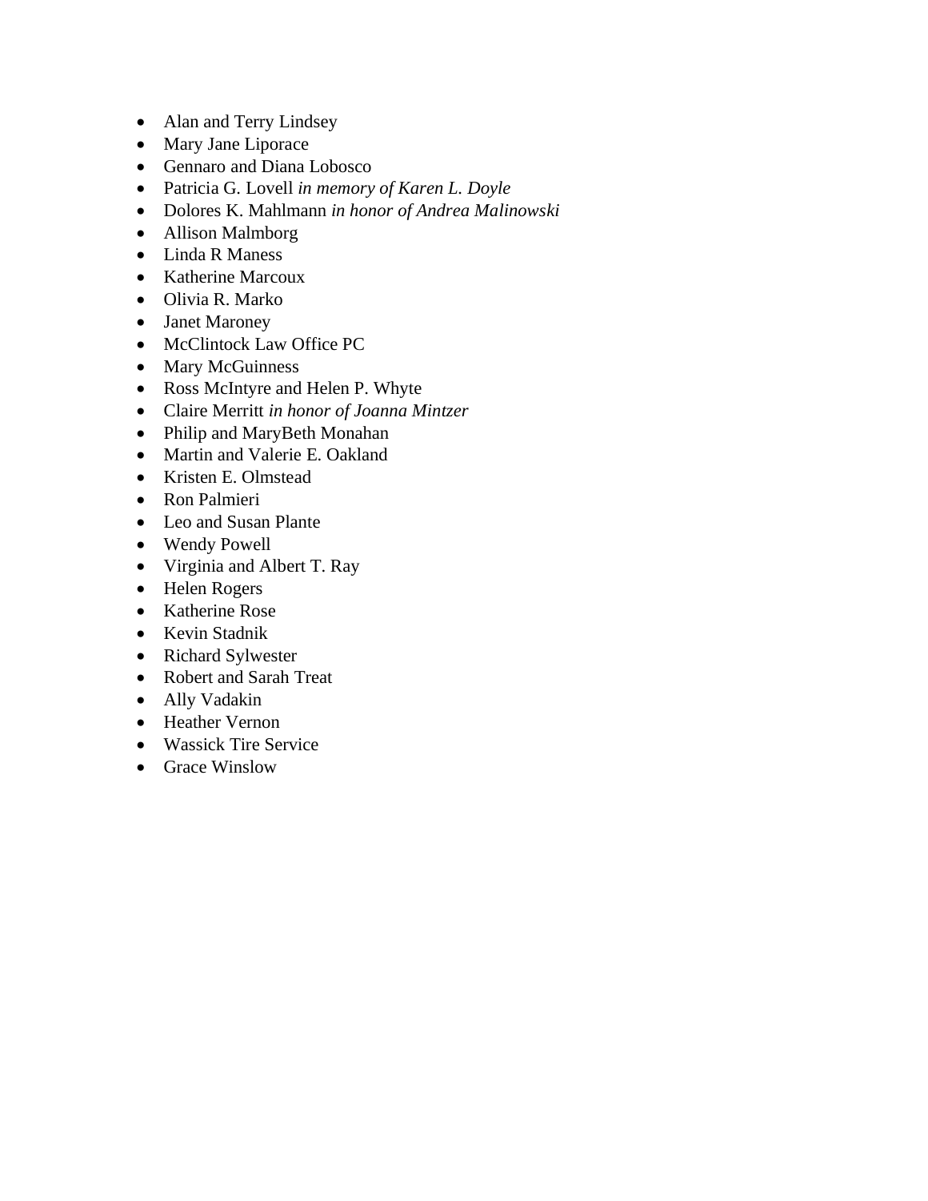- Alan and Terry Lindsey
- Mary Jane Liporace
- Gennaro and Diana Lobosco
- Patricia G. Lovell *in memory of Karen L. Doyle*
- Dolores K. Mahlmann *in honor of Andrea Malinowski*
- Allison Malmborg
- Linda R Maness
- Katherine Marcoux
- Olivia R. Marko
- Janet Maroney
- McClintock Law Office PC
- Mary McGuinness
- Ross McIntyre and Helen P. Whyte
- Claire Merritt *in honor of Joanna Mintzer*
- Philip and MaryBeth Monahan
- Martin and Valerie E. Oakland
- Kristen E. Olmstead
- Ron Palmieri
- Leo and Susan Plante
- Wendy Powell
- Virginia and Albert T. Ray
- Helen Rogers
- Katherine Rose
- Kevin Stadnik
- Richard Sylwester
- Robert and Sarah Treat
- Ally Vadakin
- Heather Vernon
- Wassick Tire Service
- Grace Winslow